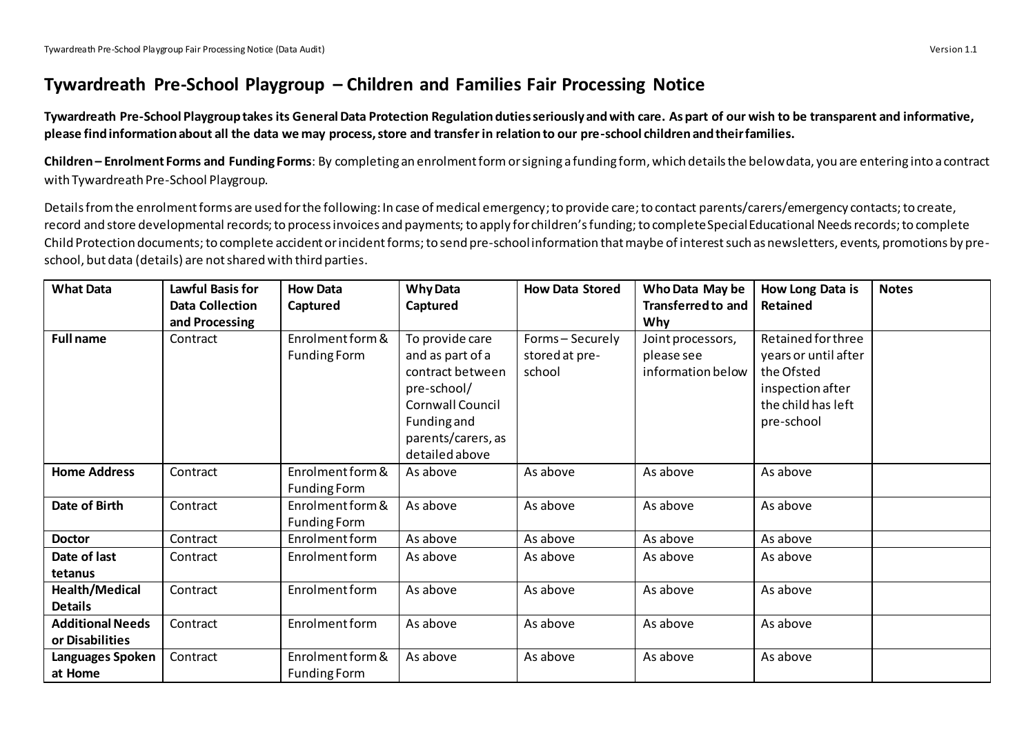# Tywardreath Pre-School Playgroup – Children and Families Fair Processing Notice

**Tywardreath Pre-School Playgroup takes its General Data Protection Regulation duties seriously and with care. As part of our wish to be transparent and informative, please find information about all the data we may process, store and transfer in relation to our pre-school children and their families.**

**Children – Enrolment Forms and Funding Forms**: By completing an enrolment form or signing a funding form, which details the below data, you are entering into a contract with Tywardreath Pre-School Playgroup.

Details from the enrolment forms are used for the following: In case of medical emergency; to provide care; to contact parents/carers/emergency contacts; to create, record and store developmental records; to process invoices and payments; to apply for children's funding; to complete Special Educational Needs records; to complete Child Protection documents; to complete accident or incident forms; to send pre-school information that maybe of interest such as newsletters, events, promotions by pre-school, but data (details) are not shared with third parties.

| What Data | Lawful Basis for Data Collection and Processing | How Data Captured | Why Data Captured | How Data Stored | Who Data May be Transferred to and Why | How Long Data is Retained | Notes |
|---|---|---|---|---|---|---|---|
| **Full name** | Contract | Enrolment form & Funding Form | To provide care and as part of a contract between pre-school/ Cornwall Council Funding and parents/carers, as detailed above | Forms – Securely stored at pre-school | Joint processors, please see information below | Retained for three years or until after the Ofsted inspection after the child has left pre-school | |
| **Home Address** | Contract | Enrolment form & Funding Form | As above | As above | As above | As above | |
| **Date of Birth** | Contract | Enrolment form & Funding Form | As above | As above | As above | As above | |
| **Doctor** | Contract | Enrolment form | As above | As above | As above | As above | |
| **Date of last tetanus** | Contract | Enrolment form | As above | As above | As above | As above | |
| **Health/Medical Details** | Contract | Enrolment form | As above | As above | As above | As above | |
| **Additional Needs or Disabilities** | Contract | Enrolment form | As above | As above | As above | As above | |
| **Languages Spoken at Home** | Contract | Enrolment form & Funding Form | As above | As above | As above | As above | |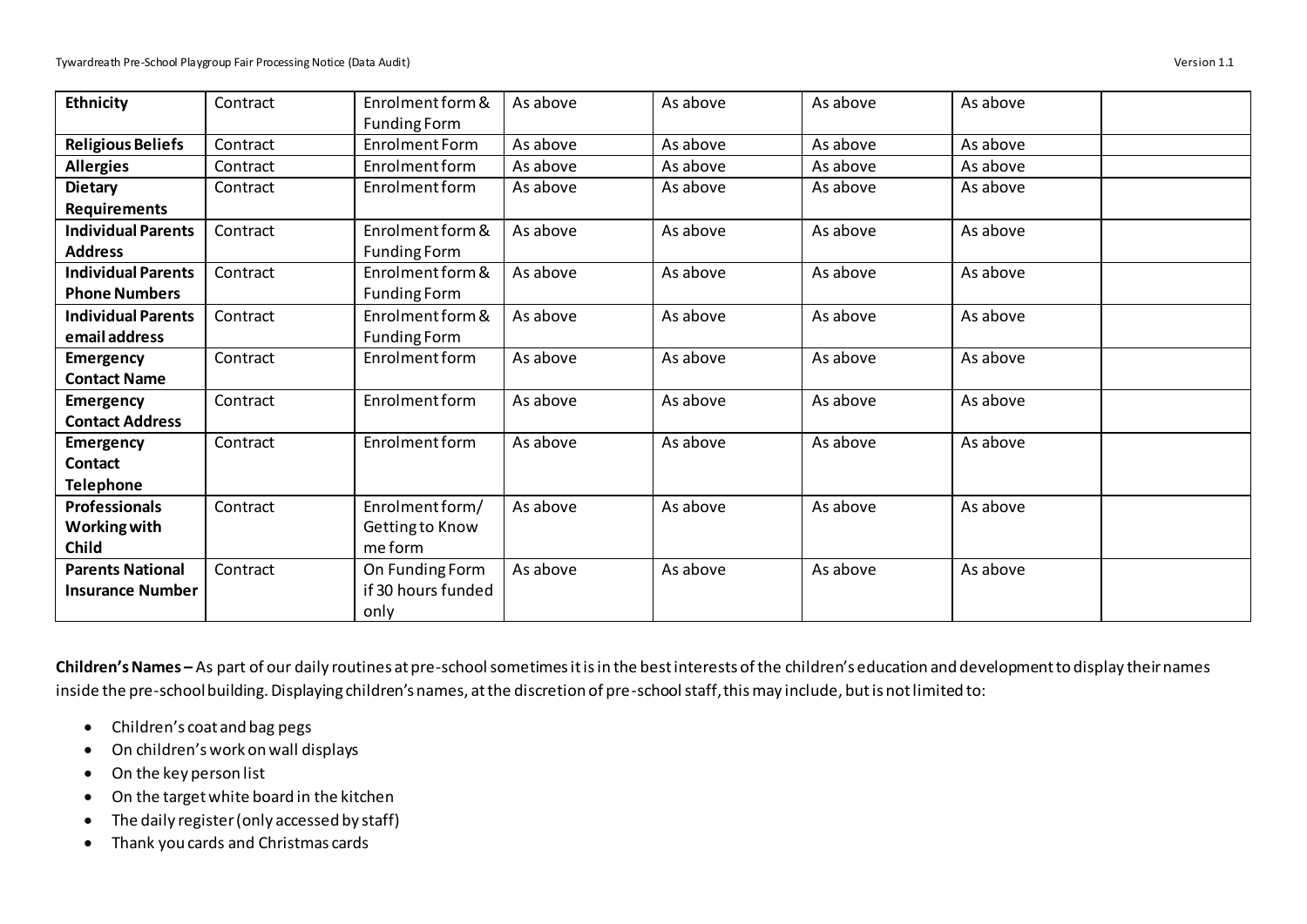| **Ethnicity** | Contract | Enrolment form & Funding Form | As above | As above | As above | As above | |
|---|---|---|---|---|---|---|---|
| **Religious Beliefs** | Contract | Enrolment Form | As above | As above | As above | As above | |
| **Allergies** | Contract | Enrolment form | As above | As above | As above | As above | |
| **Dietary Requirements** | Contract | Enrolment form | As above | As above | As above | As above | |
| **Individual Parents Address** | Contract | Enrolment form & Funding Form | As above | As above | As above | As above | |
| **Individual Parents Phone Numbers** | Contract | Enrolment form & Funding Form | As above | As above | As above | As above | |
| **Individual Parents email address** | Contract | Enrolment form & Funding Form | As above | As above | As above | As above | |
| **Emergency Contact Name** | Contract | Enrolment form | As above | As above | As above | As above | |
| **Emergency Contact Address** | Contract | Enrolment form | As above | As above | As above | As above | |
| **Emergency Contact Telephone** | Contract | Enrolment form | As above | As above | As above | As above | |
| **Professionals Working with Child** | Contract | Enrolment form/ Getting to Know me form | As above | As above | As above | As above | |
| **Parents National Insurance Number** | Contract | On Funding Form if 30 hours funded only | As above | As above | As above | As above | |

**Children's Names –** As part of our daily routines at pre-school sometimes it is in the best interests of the children's education and development to display their names inside the pre-school building. Displaying children's names, at the discretion of pre-school staff, this may include, but is not limited to:

- Children's coat and bag pegs
- On children's work on wall displays
- On the key person list
- On the target white board in the kitchen
- The daily register (only accessed by staff)
- Thank you cards and Christmas cards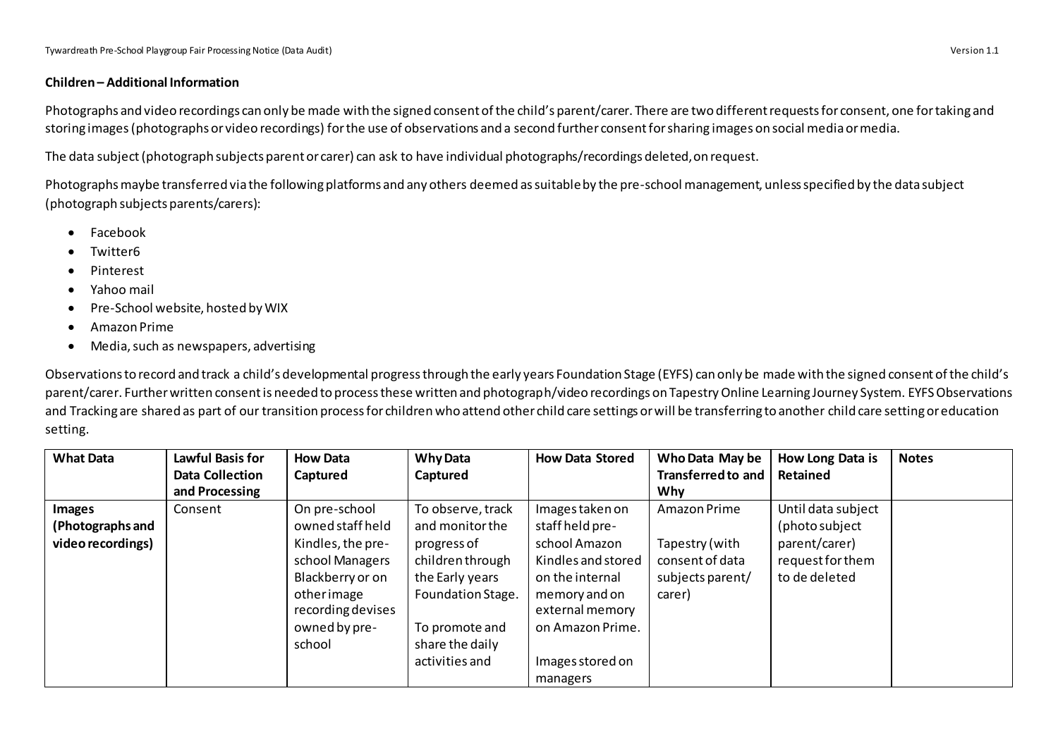**Children – Additional Information**

Photographs and video recordings can only be made with the signed consent of the child's parent/carer. There are two different requests for consent, one for taking and storing images (photographs or video recordings) for the use of observations and a second further consent for sharing images on social media or media.

The data subject (photograph subjects parent or carer) can ask to have individual photographs/recordings deleted, on request.

Photographs maybe transferred via the following platforms and any others deemed as suitable by the pre-school management, unless specified by the data subject (photograph subjects parents/carers):

- Facebook
- Twitter6
- Pinterest
- Yahoo mail
- Pre-School website, hosted by WIX
- Amazon Prime
- Media, such as newspapers, advertising

Observations to record and track a child's developmental progress through the early years Foundation Stage (EYFS) can only be made with the signed consent of the child's parent/carer. Further written consent is needed to process these written and photograph/video recordings on Tapestry Online Learning Journey System. EYFS Observations and Tracking are shared as part of our transition process for children who attend other child care settings or will be transferring to another child care setting or education setting.

| What Data | Lawful Basis for Data Collection and Processing | How Data Captured | Why Data Captured | How Data Stored | Who Data May be Transferred to and Why | How Long Data is Retained | Notes |
|---|---|---|---|---|---|---|---|
| **Images (Photographs and video recordings)** | Consent | On pre-school owned staff held Kindles, the pre-school Managers Blackberry or on other image recording devises owned by pre-school | To observe, track and monitor the progress of children through the Early years Foundation Stage.<br><br>To promote and share the daily activities and | Images taken on staff held pre-school Amazon Kindles and stored on the internal memory and on external memory on Amazon Prime.<br><br>Images stored on managers | Amazon Prime<br><br>Tapestry (with consent of data subjects parent/ carer) | Until data subject (photo subject parent/carer) request for them to de deleted | |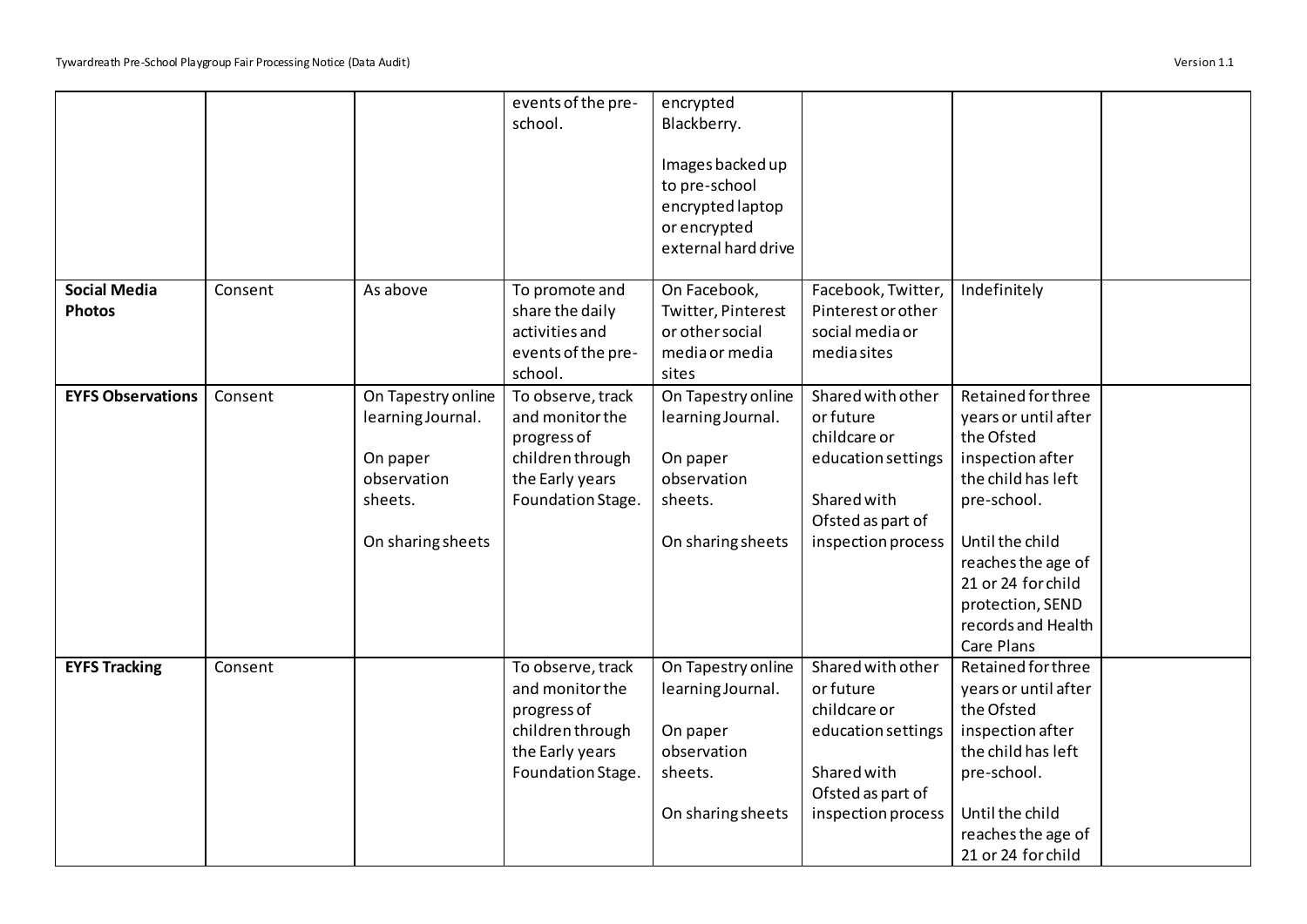| | | | | | | | |
|---|---|---|---|---|---|---|---|
| | | | events of the pre-school. | encrypted Blackberry.<br><br>Images backed up to pre-school encrypted laptop or encrypted external hard drive | | | |
| **Social Media Photos** | Consent | As above | To promote and share the daily activities and events of the pre-school. | On Facebook, Twitter, Pinterest or other social media or media sites | Facebook, Twitter, Pinterest or other social media or media sites | Indefinitely | |
| **EYFS Observations** | Consent | On Tapestry online learning Journal.<br><br>On paper observation sheets.<br><br>On sharing sheets | To observe, track and monitor the progress of children through the Early years Foundation Stage. | On Tapestry online learning Journal.<br><br>On paper observation sheets.<br><br>On sharing sheets | Shared with other or future childcare or education settings<br><br>Shared with Ofsted as part of inspection process | Retained for three years or until after the Ofsted inspection after the child has left pre-school.<br><br>Until the child reaches the age of 21 or 24 for child protection, SEND records and Health Care Plans | |
| **EYFS Tracking** | Consent | | To observe, track and monitor the progress of children through the Early years Foundation Stage. | On Tapestry online learning Journal.<br><br>On paper observation sheets.<br><br>On sharing sheets | Shared with other or future childcare or education settings<br><br>Shared with Ofsted as part of inspection process | Retained for three years or until after the Ofsted inspection after the child has left pre-school.<br><br>Until the child reaches the age of 21 or 24 for child | |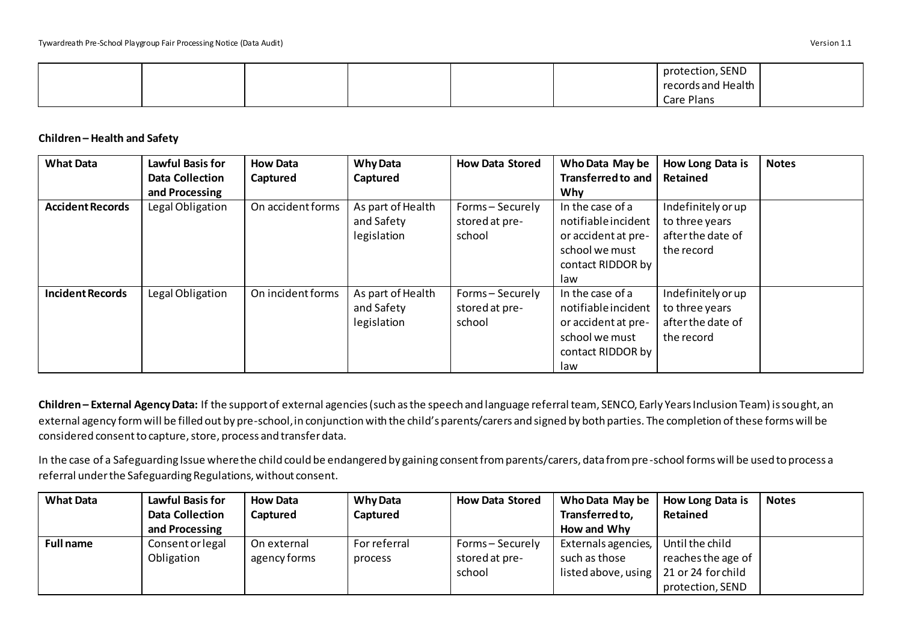| | | | | | | protection, SEND records and Health Care Plans | |
|---|---|---|---|---|---|---|---|

**Children – Health and Safety**

| What Data | Lawful Basis for Data Collection and Processing | How Data Captured | Why Data Captured | How Data Stored | Who Data May be Transferred to and Why | How Long Data is Retained | Notes |
|---|---|---|---|---|---|---|---|
| **Accident Records** | Legal Obligation | On accident forms | As part of Health and Safety legislation | Forms – Securely stored at pre-school | In the case of a notifiable incident or accident at pre-school we must contact RIDDOR by law | Indefinitely or up to three years after the date of the record | |
| **Incident Records** | Legal Obligation | On incident forms | As part of Health and Safety legislation | Forms – Securely stored at pre-school | In the case of a notifiable incident or accident at pre-school we must contact RIDDOR by law | Indefinitely or up to three years after the date of the record | |

**Children – External Agency Data:** If the support of external agencies (such as the speech and language referral team, SENCO, Early Years Inclusion Team) is sought, an external agency form will be filled out by pre-school, in conjunction with the child's parents/carers and signed by both parties. The completion of these forms will be considered consent to capture, store, process and transfer data.

In the case of a Safeguarding Issue where the child could be endangered by gaining consent from parents/carers, data from pre-school forms will be used to process a referral under the Safeguarding Regulations, without consent.

| What Data | Lawful Basis for Data Collection and Processing | How Data Captured | Why Data Captured | How Data Stored | Who Data May be Transferred to, How and Why | How Long Data is Retained | Notes |
|---|---|---|---|---|---|---|---|
| **Full name** | Consent or legal Obligation | On external agency forms | For referral process | Forms – Securely stored at pre-school | Externals agencies, such as those listed above, using | Until the child reaches the age of 21 or 24 for child protection, SEND | |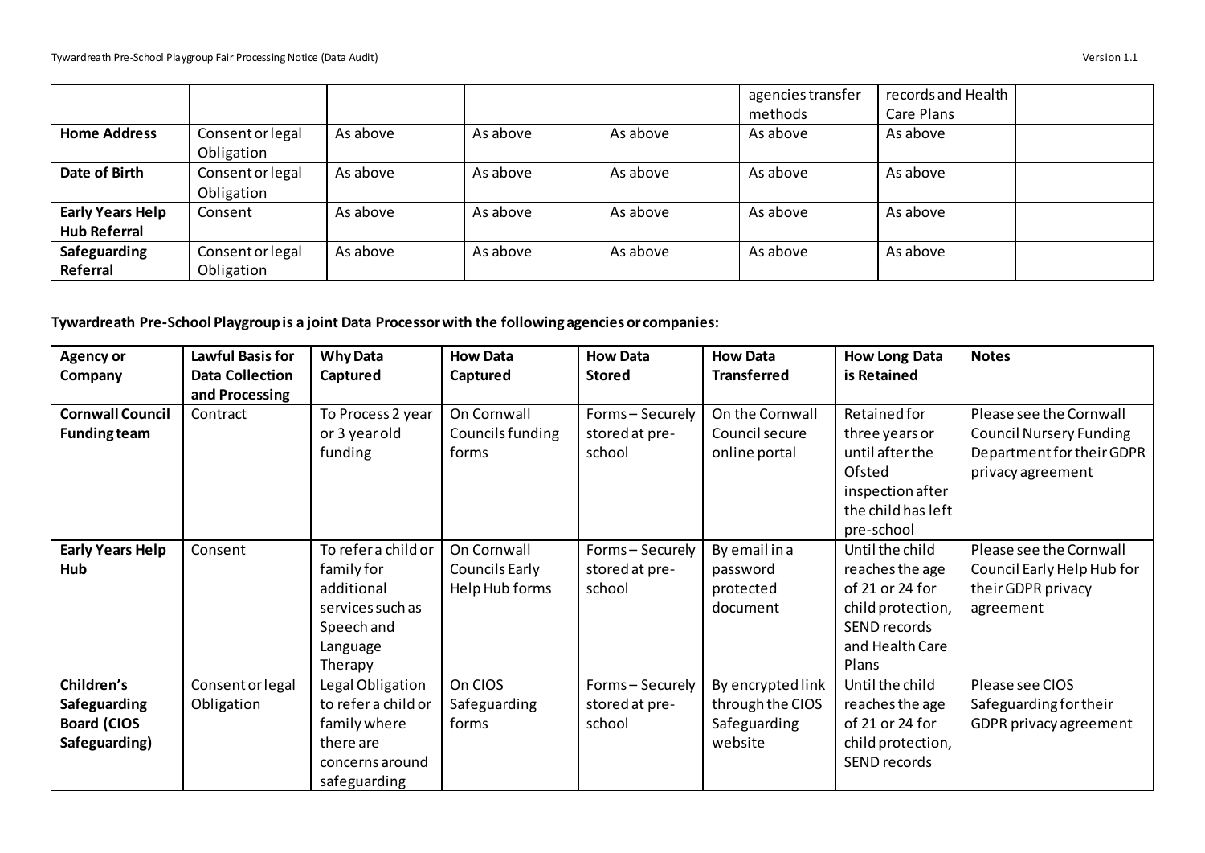| | | | | | | | |
|---|---|---|---|---|---|---|---|
| | | | | | agencies transfer methods | records and Health Care Plans | |
| **Home Address** | Consent or legal Obligation | As above | As above | As above | As above | As above | |
| **Date of Birth** | Consent or legal Obligation | As above | As above | As above | As above | As above | |
| **Early Years Help Hub Referral** | Consent | As above | As above | As above | As above | As above | |
| **Safeguarding Referral** | Consent or legal Obligation | As above | As above | As above | As above | As above | |

**Tywardreath Pre-School Playgroup is a joint Data Processor with the following agencies or companies:**

| Agency or Company | Lawful Basis for Data Collection and Processing | Why Data Captured | How Data Captured | How Data Stored | How Data Transferred | How Long Data is Retained | Notes |
|---|---|---|---|---|---|---|---|
| **Cornwall Council Funding team** | Contract | To Process 2 year or 3 year old funding | On Cornwall Councils funding forms | Forms – Securely stored at pre-school | On the Cornwall Council secure online portal | Retained for three years or until after the Ofsted inspection after the child has left pre-school | Please see the Cornwall Council Nursery Funding Department for their GDPR privacy agreement |
| **Early Years Help Hub** | Consent | To refer a child or family for additional services such as Speech and Language Therapy | On Cornwall Councils Early Help Hub forms | Forms – Securely stored at pre-school | By email in a password protected document | Until the child reaches the age of 21 or 24 for child protection, SEND records and Health Care Plans | Please see the Cornwall Council Early Help Hub for their GDPR privacy agreement |
| **Children's Safeguarding Board (CIOS Safeguarding)** | Consent or legal Obligation | Legal Obligation to refer a child or family where there are concerns around safeguarding | On CIOS Safeguarding forms | Forms – Securely stored at pre-school | By encrypted link through the CIOS Safeguarding website | Until the child reaches the age of 21 or 24 for child protection, SEND records | Please see CIOS Safeguarding for their GDPR privacy agreement |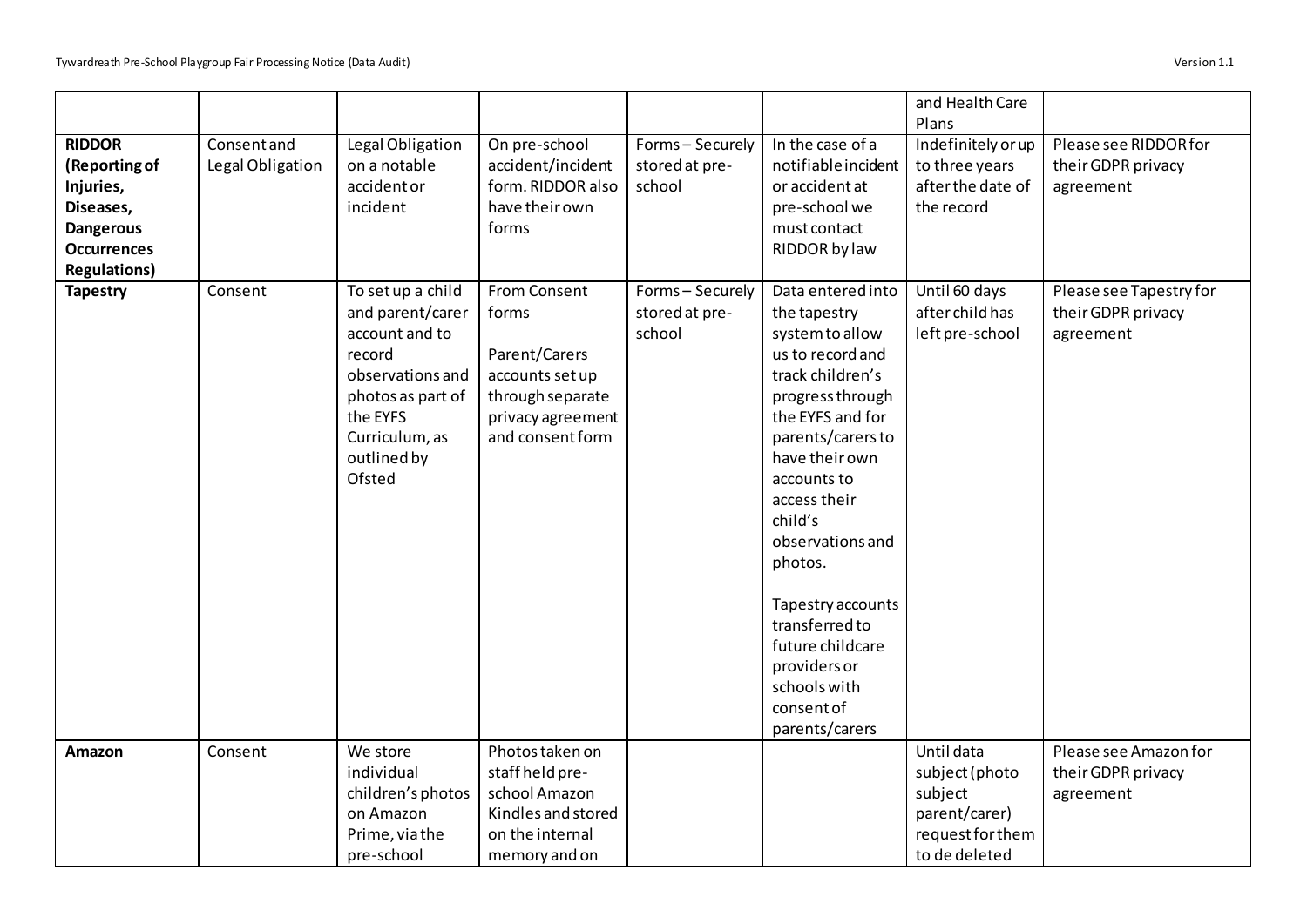| | | | | | | and Health Care Plans | |
|---|---|---|---|---|---|---|---|
| **RIDDOR (Reporting of Injuries, Diseases, Dangerous Occurrences Regulations)** | Consent and Legal Obligation | Legal Obligation on a notable accident or incident | On pre-school accident/incident form. RIDDOR also have their own forms | Forms – Securely stored at pre-school | In the case of a notifiable incident or accident at pre-school we must contact RIDDOR by law | Indefinitely or up to three years after the date of the record | Please see RIDDOR for their GDPR privacy agreement |
| **Tapestry** | Consent | To set up a child and parent/carer account and to record observations and photos as part of the EYFS Curriculum, as outlined by Ofsted | From Consent forms<br><br>Parent/Carers accounts set up through separate privacy agreement and consent form | Forms – Securely stored at pre-school | Data entered into the tapestry system to allow us to record and track children's progress through the EYFS and for parents/carers to have their own accounts to access their child's observations and photos.<br><br>Tapestry accounts transferred to future childcare providers or schools with consent of parents/carers | Until 60 days after child has left pre-school | Please see Tapestry for their GDPR privacy agreement |
| **Amazon** | Consent | We store individual children's photos on Amazon Prime, via the pre-school | Photos taken on staff held pre-school Amazon Kindles and stored on the internal memory and on | | | Until data subject (photo subject parent/carer) request for them to de deleted | Please see Amazon for their GDPR privacy agreement |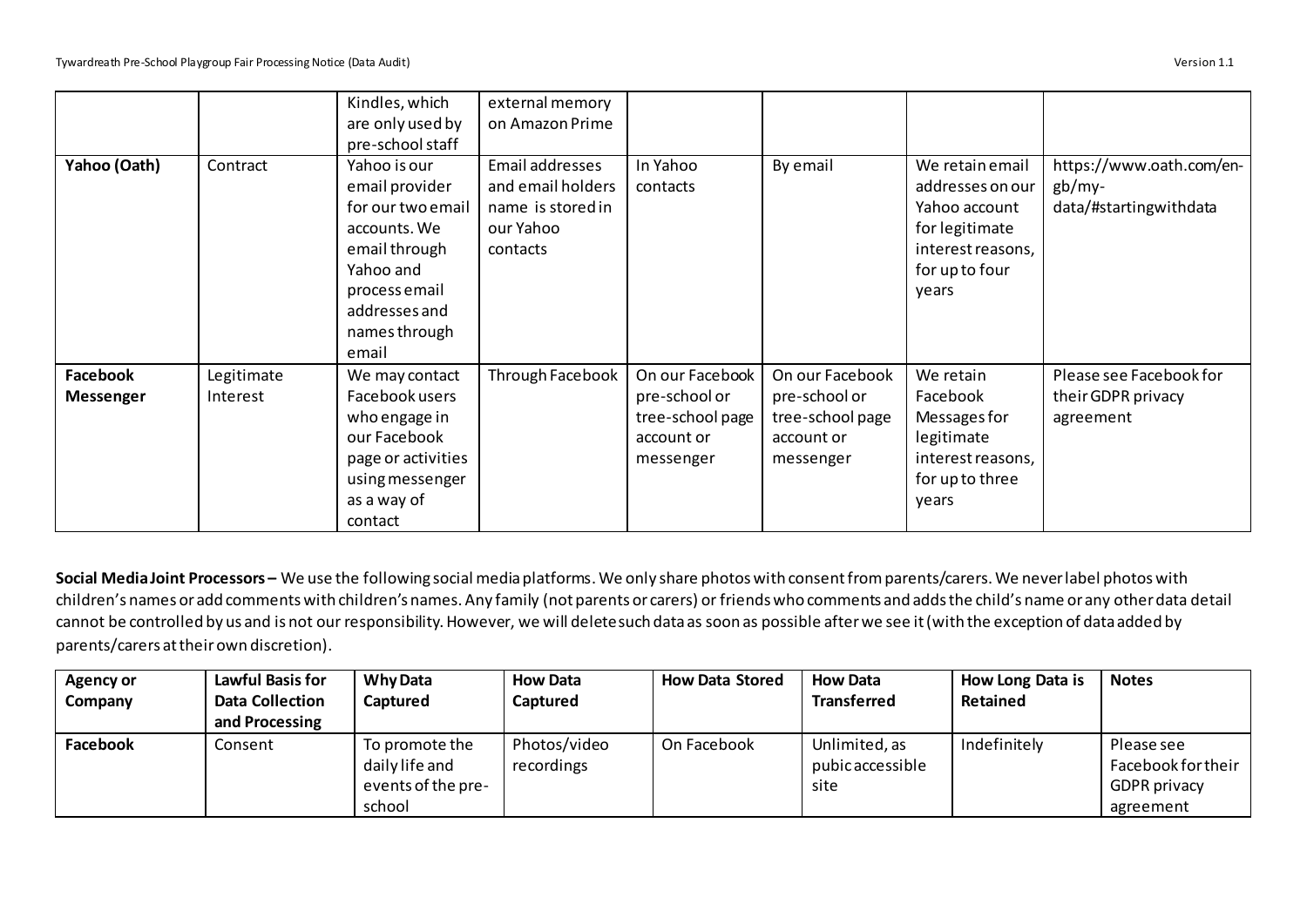| | | Kindles, which are only used by pre-school staff | external memory on Amazon Prime | | | | |
|---|---|---|---|---|---|---|---|
| **Yahoo (Oath)** | Contract | Yahoo is our email provider for our two email accounts. We email through Yahoo and process email addresses and names through email | Email addresses and email holders name is stored in our Yahoo contacts | In Yahoo contacts | By email | We retain email addresses on our Yahoo account for legitimate interest reasons, for up to four years | https://www.oath.com/en-gb/my-data/#startingwithdata |
| **Facebook Messenger** | Legitimate Interest | We may contact Facebook users who engage in our Facebook page or activities using messenger as a way of contact | Through Facebook | On our Facebook pre-school or tree-school page account or messenger | On our Facebook pre-school or tree-school page account or messenger | We retain Facebook Messages for legitimate interest reasons, for up to three years | Please see Facebook for their GDPR privacy agreement |

**Social Media Joint Processors –** We use the following social media platforms. We only share photos with consent from parents/carers. We never label photos with children's names or add comments with children's names. Any family (not parents or carers) or friends who comments and adds the child's name or any other data detail cannot be controlled by us and is not our responsibility. However, we will delete such data as soon as possible after we see it (with the exception of data added by parents/carers at their own discretion).

| Agency or Company | Lawful Basis for Data Collection and Processing | Why Data Captured | How Data Captured | How Data Stored | How Data Transferred | How Long Data is Retained | Notes |
|---|---|---|---|---|---|---|---|
| **Facebook** | Consent | To promote the daily life and events of the pre-school | Photos/video recordings | On Facebook | Unlimited, as pubic accessible site | Indefinitely | Please see Facebook for their GDPR privacy agreement |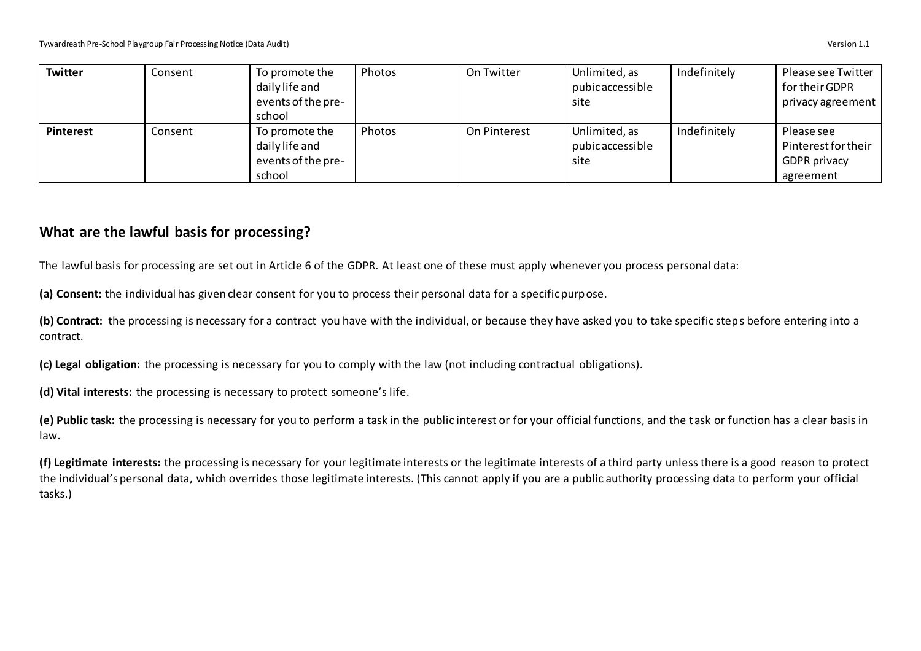| | | | | | | | |
|---|---|---|---|---|---|---|---|
| **Twitter** | Consent | To promote the daily life and events of the pre-school | Photos | On Twitter | Unlimited, as pubic accessible site | Indefinitely | Please see Twitter for their GDPR privacy agreement |
| **Pinterest** | Consent | To promote the daily life and events of the pre-school | Photos | On Pinterest | Unlimited, as pubic accessible site | Indefinitely | Please see Pinterest for their GDPR privacy agreement |

## What are the lawful basis for processing?

The lawful basis for processing are set out in Article 6 of the GDPR. At least one of these must apply whenever you process personal data:

**(a) Consent:** the individual has given clear consent for you to process their personal data for a specific purpose.

**(b) Contract:** the processing is necessary for a contract you have with the individual, or because they have asked you to take specific steps before entering into a contract.

**(c) Legal obligation:** the processing is necessary for you to comply with the law (not including contractual obligations).

**(d) Vital interests:** the processing is necessary to protect someone's life.

**(e) Public task:** the processing is necessary for you to perform a task in the public interest or for your official functions, and the task or function has a clear basis in law.

**(f) Legitimate interests:** the processing is necessary for your legitimate interests or the legitimate interests of a third party unless there is a good reason to protect the individual's personal data, which overrides those legitimate interests. (This cannot apply if you are a public authority processing data to perform your official tasks.)